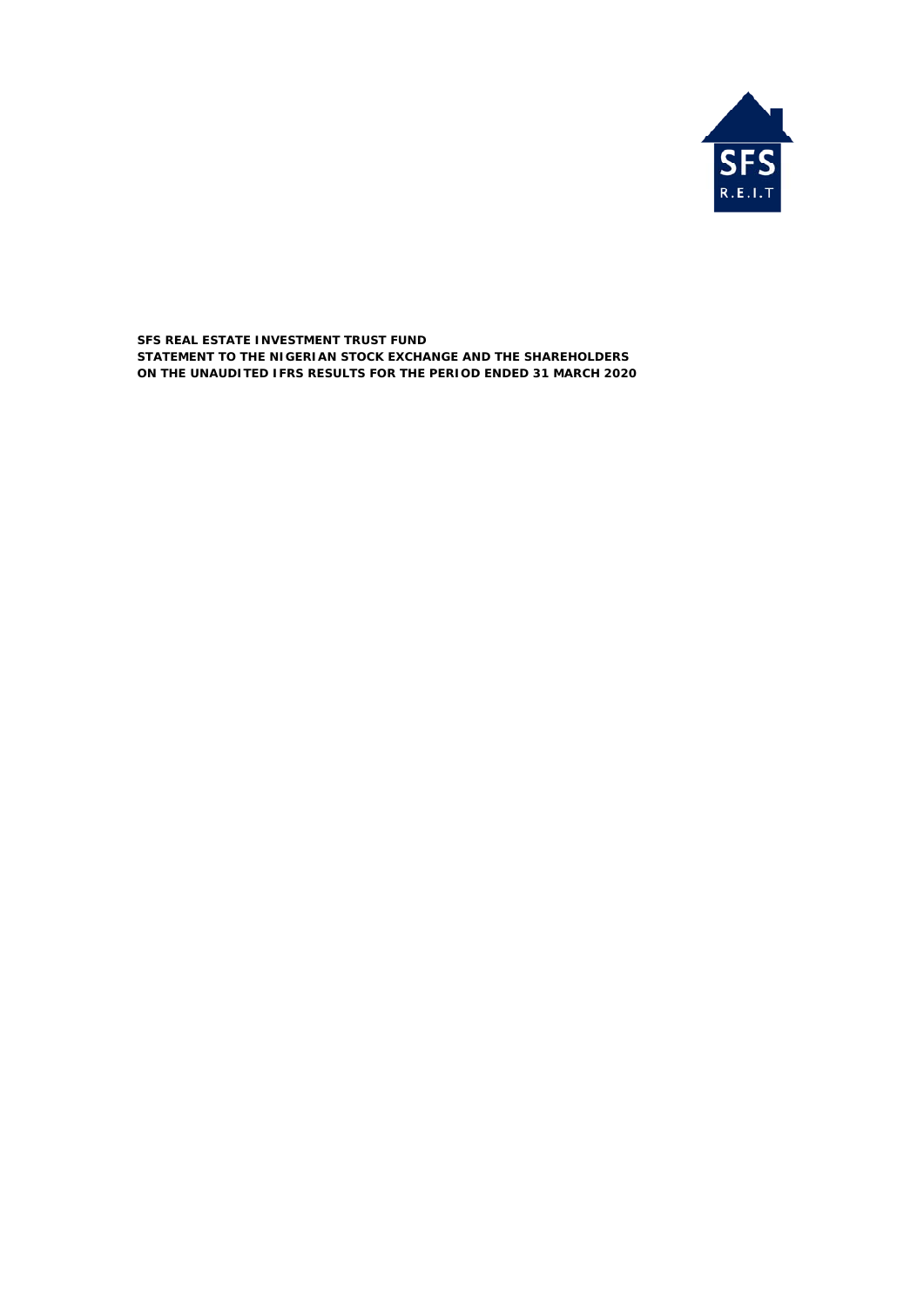**SFS REAL ESTATE INVESTMENT TRUST FUND**
**STATEMENT TO THE NIGERIAN STOCK EXCHANGE AND THE SHAREHOLDERS**
**ON THE UNAUDITED IFRS RESULTS FOR THE PERIOD ENDED 31 MARCH 2020**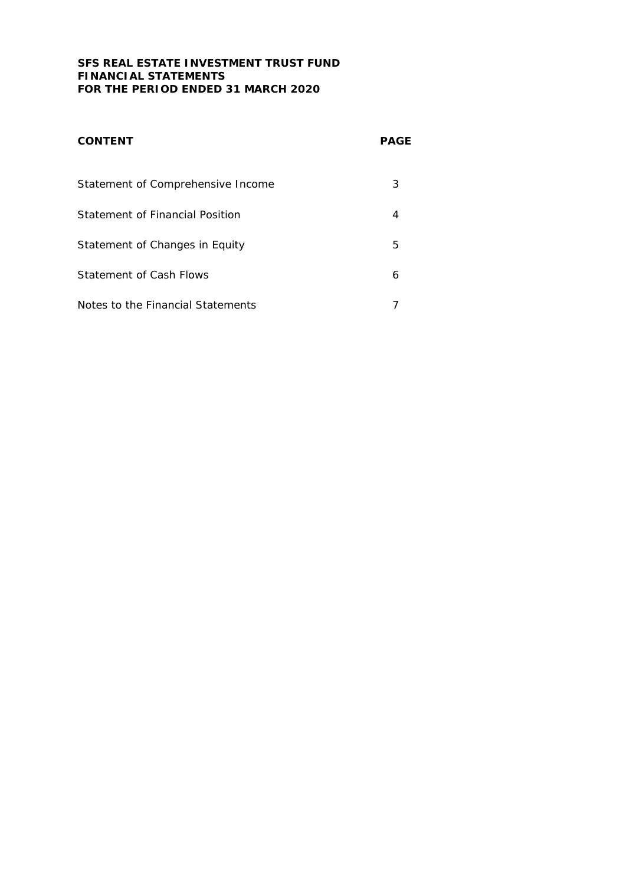**SFS REAL ESTATE INVESTMENT TRUST FUND**
**FINANCIAL STATEMENTS**
**FOR THE PERIOD ENDED 31 MARCH 2020**

| **CONTENT** | **PAGE** |
|---|---|
| Statement of Comprehensive Income | 3 |
| Statement of Financial Position | 4 |
| Statement of Changes in Equity | 5 |
| Statement of Cash Flows | 6 |
| Notes to the Financial Statements | 7 |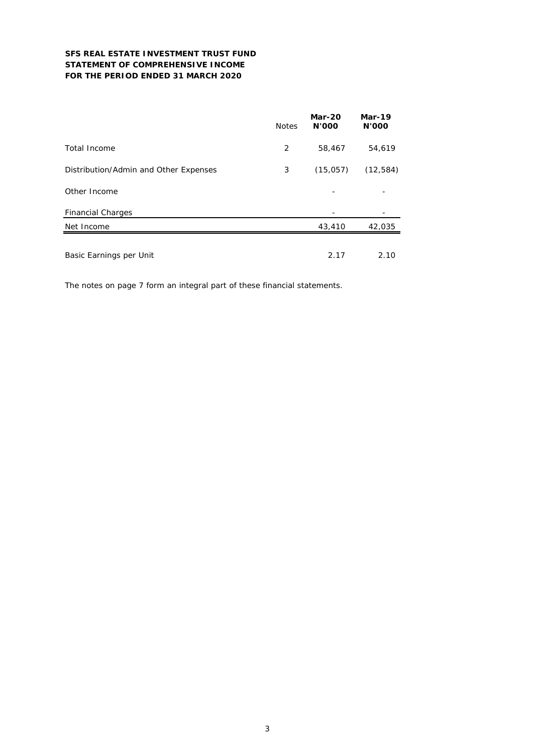**SFS REAL ESTATE INVESTMENT TRUST FUND**
**STATEMENT OF COMPREHENSIVE INCOME**
**FOR THE PERIOD ENDED 31 MARCH 2020**

| | Notes | **Mar-20 N'000** | **Mar-19 N'000** |
|---|---|---|---|
| Total Income | 2 | 58,467 | 54,619 |
| Distribution/Admin and Other Expenses | 3 | (15,057) | (12,584) |
| Other Income | | - | - |
| Financial Charges | | - | - |
| Net Income | | 43,410 | 42,035 |
| Basic Earnings per Unit | | 2.17 | 2.10 |

The notes on page 7 form an integral part of these financial statements.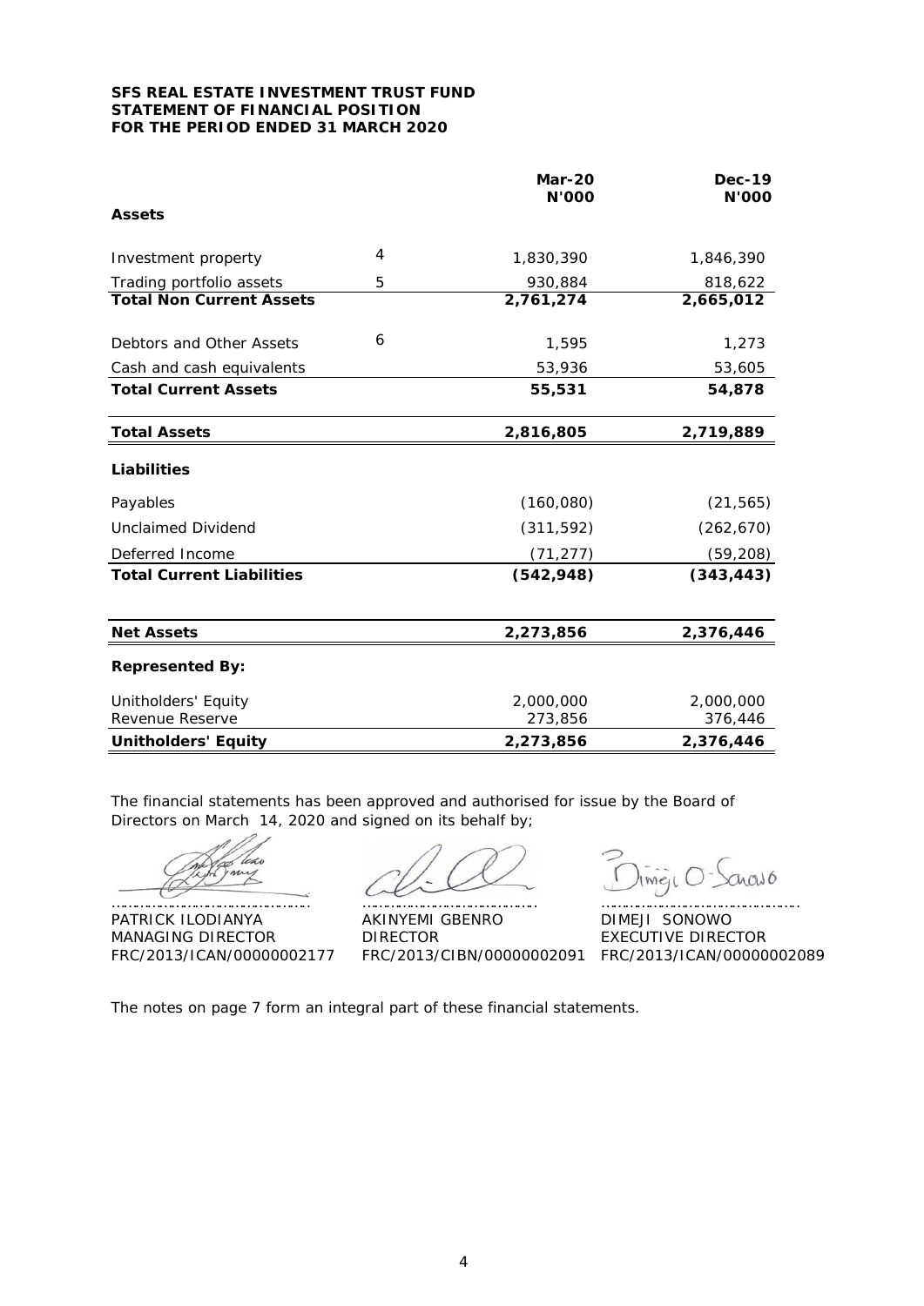**SFS REAL ESTATE INVESTMENT TRUST FUND**
**STATEMENT OF FINANCIAL POSITION**
**FOR THE PERIOD ENDED 31 MARCH 2020**

| | | Mar-20 N'000 | Dec-19 N'000 |
|---|---|---|---|
| **Assets** | | | |
| Investment property | 4 | 1,830,390 | 1,846,390 |
| Trading portfolio assets | 5 | 930,884 | 818,622 |
| **Total Non Current Assets** | | **2,761,274** | **2,665,012** |
| Debtors and Other Assets | 6 | 1,595 | 1,273 |
| Cash and cash equivalents | | 53,936 | 53,605 |
| **Total Current Assets** | | **55,531** | **54,878** |
| **Total Assets** | | **2,816,805** | **2,719,889** |
| **Liabilities** | | | |
| Payables | | (160,080) | (21,565) |
| Unclaimed Dividend | | (311,592) | (262,670) |
| Deferred Income | | (71,277) | (59,208) |
| **Total Current Liabilities** | | **(542,948)** | **(343,443)** |
| **Net Assets** | | **2,273,856** | **2,376,446** |
| **Represented By:** | | | |
| Unitholders' Equity | | 2,000,000 | 2,000,000 |
| Revenue Reserve | | 273,856 | 376,446 |
| **Unitholders' Equity** | | **2,273,856** | **2,376,446** |

The financial statements has been approved and authorised for issue by the Board of Directors on March 14, 2020 and signed on its behalf by;

PATRICK ILODIANYA
MANAGING DIRECTOR
FRC/2013/ICAN/00000002177

AKINYEMI GBENRO
DIRECTOR
FRC/2013/CIBN/00000002091

DIMEJI SONOWO
EXECUTIVE DIRECTOR
FRC/2013/ICAN/00000002089

The notes on page 7 form an integral part of these financial statements.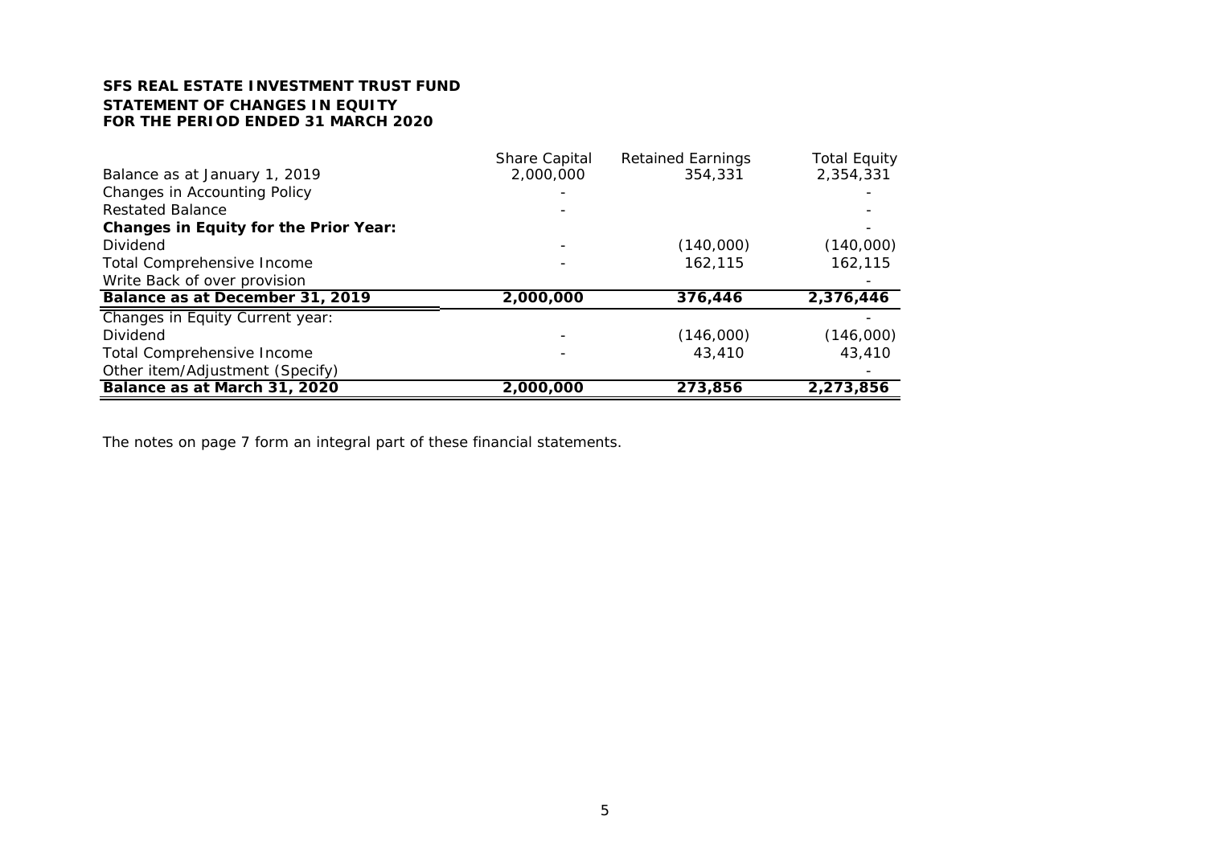**SFS REAL ESTATE INVESTMENT TRUST FUND**
**STATEMENT OF CHANGES IN EQUITY**
**FOR THE PERIOD ENDED 31 MARCH 2020**

| | Share Capital | Retained Earnings | Total Equity |
|---|---|---|---|
| Balance as at January 1, 2019 | 2,000,000 | 354,331 | 2,354,331 |
| Changes in Accounting Policy | - | | - |
| Restated Balance | - | | - |
| **Changes in Equity for the Prior Year:** | | | - |
| Dividend | - | (140,000) | (140,000) |
| Total Comprehensive Income | - | 162,115 | 162,115 |
| Write Back of over provision | | | - |
| **Balance as at December 31, 2019** | **2,000,000** | **376,446** | **2,376,446** |
| Changes in Equity Current year: | | | - |
| Dividend | - | (146,000) | (146,000) |
| Total Comprehensive Income | - | 43,410 | 43,410 |
| Other item/Adjustment (Specify) | | | - |
| **Balance as at March 31, 2020** | **2,000,000** | **273,856** | **2,273,856** |

The notes on page 7 form an integral part of these financial statements.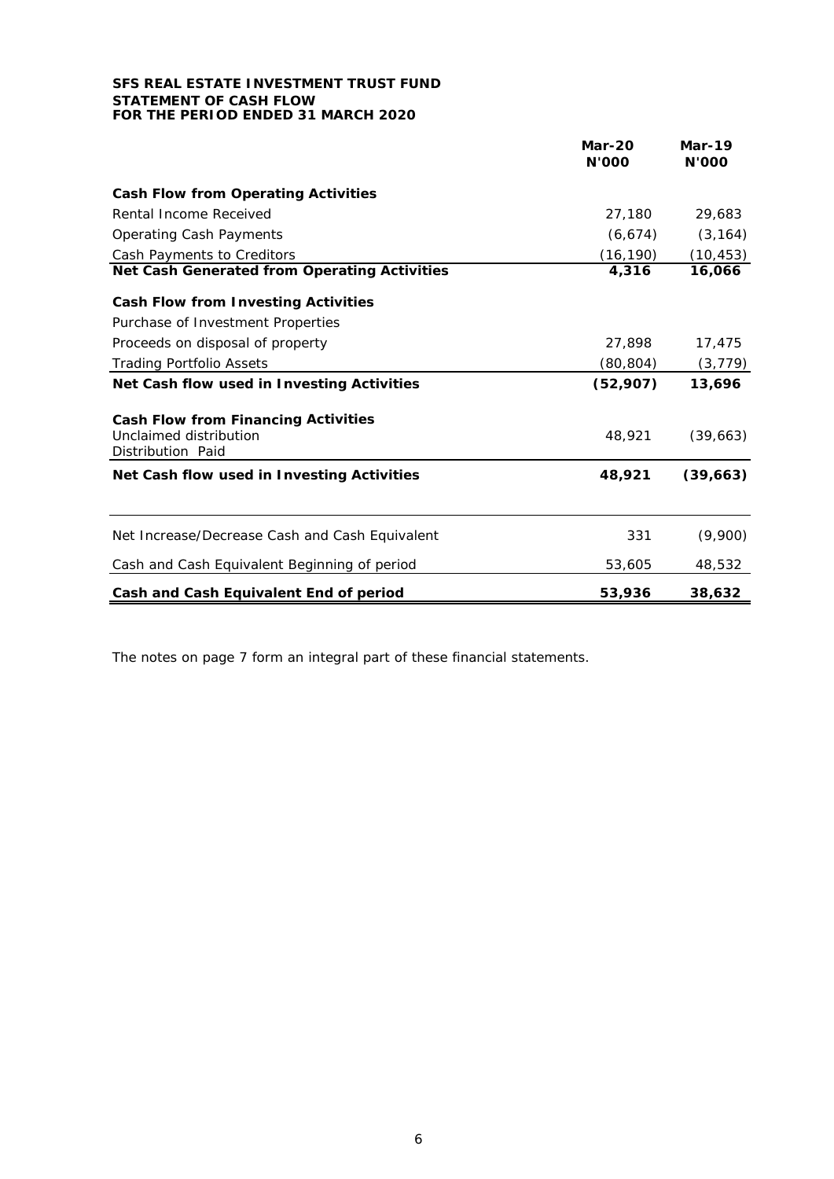**SFS REAL ESTATE INVESTMENT TRUST FUND**
**STATEMENT OF CASH FLOW**
**FOR THE PERIOD ENDED 31 MARCH 2020**

| | Mar-20 N'000 | Mar-19 N'000 |
|---|---|---|
| **Cash Flow from Operating Activities** | | |
| Rental Income Received | 27,180 | 29,683 |
| Operating Cash Payments | (6,674) | (3,164) |
| Cash Payments to Creditors | (16,190) | (10,453) |
| **Net Cash Generated from Operating Activities** | **4,316** | **16,066** |
| **Cash Flow from Investing Activities** | | |
| Purchase of Investment Properties | | |
| Proceeds on disposal of property | 27,898 | 17,475 |
| Trading Portfolio Assets | (80,804) | (3,779) |
| **Net Cash flow used in Investing Activities** | **(52,907)** | **13,696** |
| **Cash Flow from Financing Activities** | | |
| Unclaimed distribution | 48,921 | (39,663) |
| Distribution Paid | | |
| **Net Cash flow used in Investing Activities** | **48,921** | **(39,663)** |
| Net Increase/Decrease Cash and Cash Equivalent | 331 | (9,900) |
| Cash and Cash Equivalent Beginning of period | 53,605 | 48,532 |
| **Cash and Cash Equivalent End of period** | **53,936** | **38,632** |

The notes on page 7 form an integral part of these financial statements.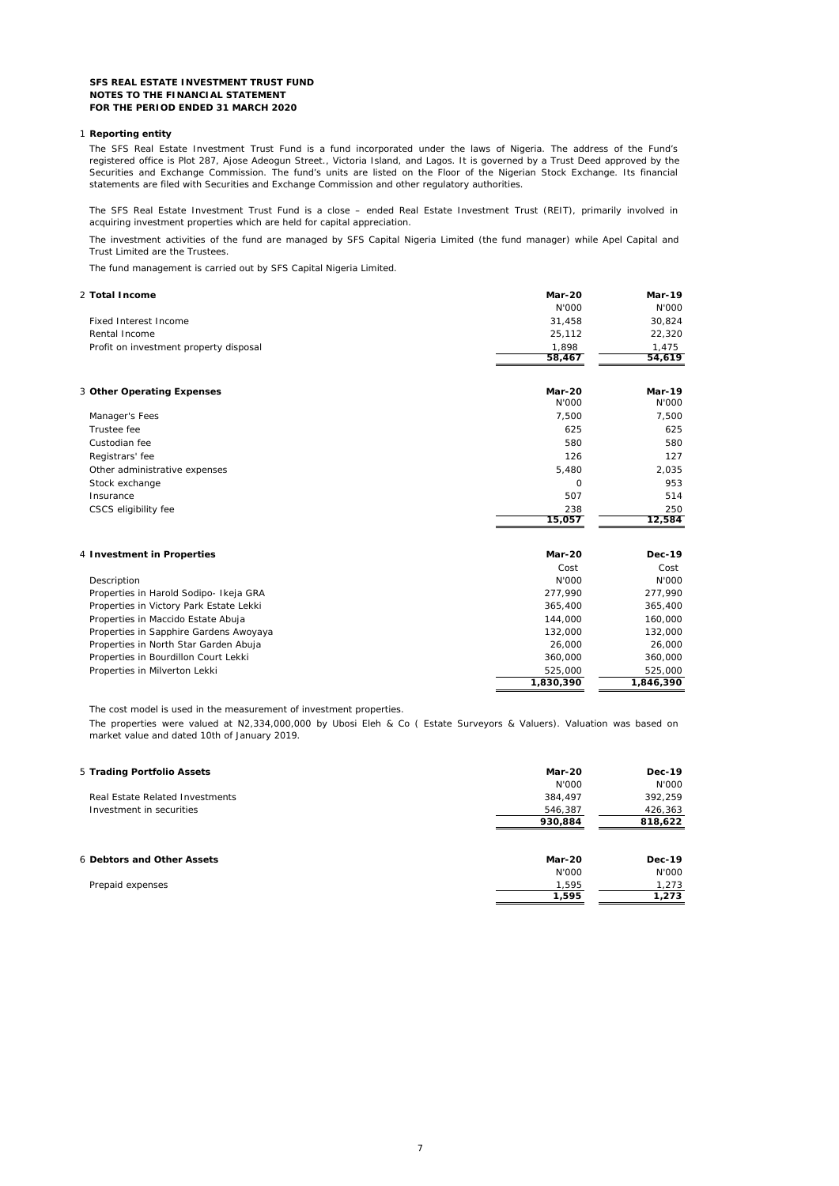**SFS REAL ESTATE INVESTMENT TRUST FUND**
**NOTES TO THE FINANCIAL STATEMENT**
**FOR THE PERIOD ENDED 31 MARCH 2020**

## 1 Reporting entity

The SFS Real Estate Investment Trust Fund is a fund incorporated under the laws of Nigeria. The address of the Fund's registered office is Plot 287, Ajose Adeogun Street., Victoria Island, and Lagos. It is governed by a Trust Deed approved by the Securities and Exchange Commission. The fund's units are listed on the Floor of the Nigerian Stock Exchange. Its financial statements are filed with Securities and Exchange Commission and other regulatory authorities.

The SFS Real Estate Investment Trust Fund is a close – ended Real Estate Investment Trust (REIT), primarily involved in acquiring investment properties which are held for capital appreciation.

The investment activities of the fund are managed by SFS Capital Nigeria Limited (the fund manager) while Apel Capital and Trust Limited are the Trustees.

The fund management is carried out by SFS Capital Nigeria Limited.

## 2 Total Income

| | Mar-20 | Mar-19 |
|---|---|---|
| | N'000 | N'000 |
| Fixed Interest Income | 31,458 | 30,824 |
| Rental Income | 25,112 | 22,320 |
| Profit on investment property disposal | 1,898 | 1,475 |
| | **58,467** | **54,619** |

## 3 Other Operating Expenses

| | Mar-20 | Mar-19 |
|---|---|---|
| | N'000 | N'000 |
| Manager's Fees | 7,500 | 7,500 |
| Trustee fee | 625 | 625 |
| Custodian fee | 580 | 580 |
| Registrars' fee | 126 | 127 |
| Other administrative expenses | 5,480 | 2,035 |
| Stock exchange | 0 | 953 |
| Insurance | 507 | 514 |
| CSCS eligibility fee | 238 | 250 |
| | **15,057** | **12,584** |

## 4 Investment in Properties

| | Mar-20 | Dec-19 |
|---|---|---|
| | Cost | Cost |
| Description | N'000 | N'000 |
| Properties in Harold Sodipo- Ikeja GRA | 277,990 | 277,990 |
| Properties in Victory Park Estate Lekki | 365,400 | 365,400 |
| Properties in Maccido Estate Abuja | 144,000 | 160,000 |
| Properties in Sapphire Gardens Awoyaya | 132,000 | 132,000 |
| Properties in North Star Garden Abuja | 26,000 | 26,000 |
| Properties in Bourdillon Court Lekki | 360,000 | 360,000 |
| Properties in Milverton Lekki | 525,000 | 525,000 |
| | **1,830,390** | **1,846,390** |

The cost model is used in the measurement of investment properties.

The properties were valued at N2,334,000,000 by Ubosi Eleh & Co ( Estate Surveyors & Valuers). Valuation was based on market value and dated 10th of January 2019.

## 5 Trading Portfolio Assets

| | Mar-20 | Dec-19 |
|---|---|---|
| | N'000 | N'000 |
| Real Estate Related Investments | 384,497 | 392,259 |
| Investment in securities | 546,387 | 426,363 |
| | **930,884** | **818,622** |

## 6 Debtors and Other Assets

| | Mar-20 | Dec-19 |
|---|---|---|
| | N'000 | N'000 |
| Prepaid expenses | 1,595 | 1,273 |
| | **1,595** | **1,273** |